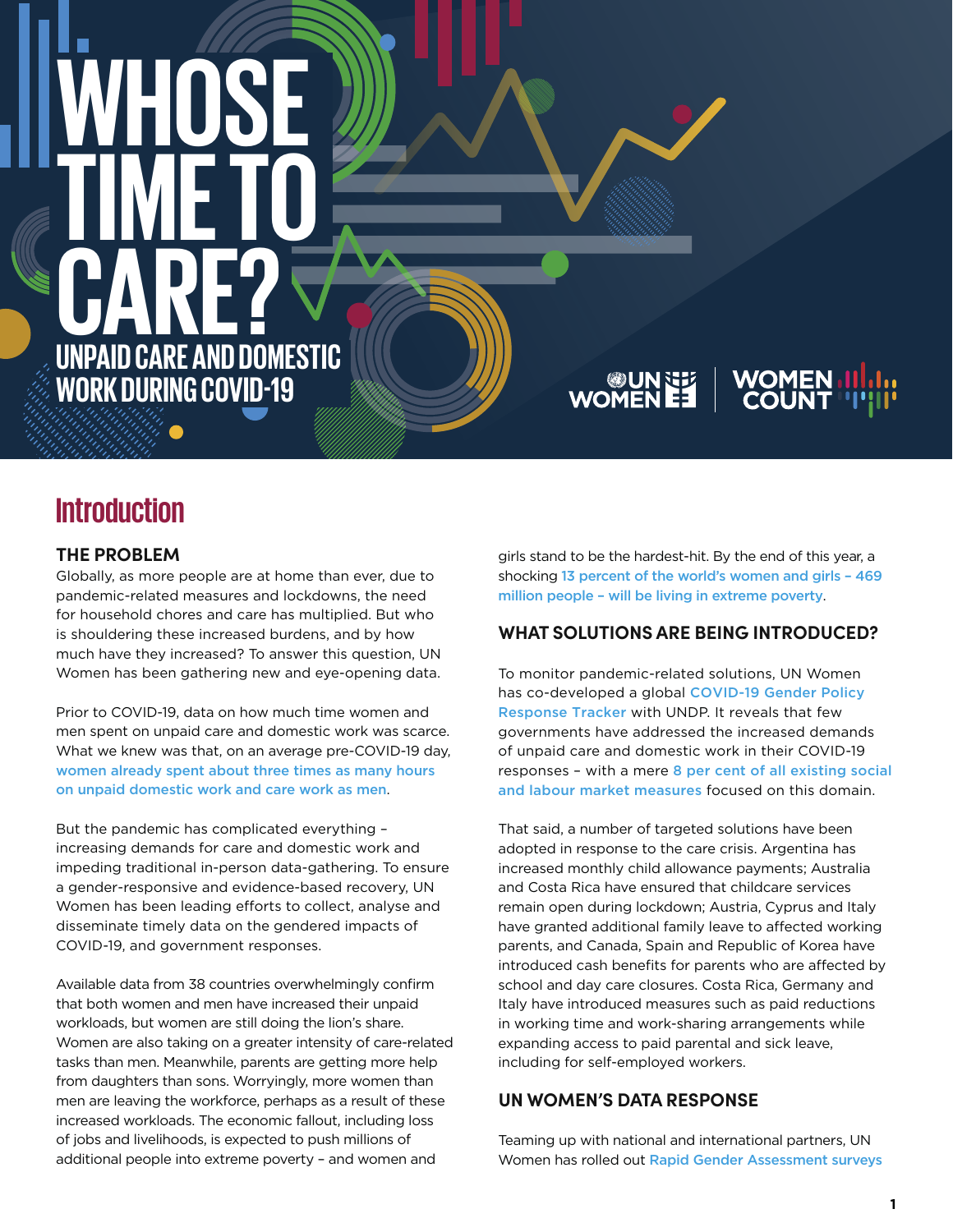# WHOSE TIME TO CARE?

## UNPAID CARE AND DOMESTIC WORK DURING COVID-19

UN WOMEN | WOMEN COUNT

## Introduction

### THE PROBLEM

Globally, as more people are at home than ever, due to pandemic-related measures and lockdowns, the need for household chores and care has multiplied. But who is shouldering these increased burdens, and by how much have they increased? To answer this question, UN Women has been gathering new and eye-opening data.

Prior to COVID-19, data on how much time women and men spent on unpaid care and domestic work was scarce. What we knew was that, on an average pre-COVID-19 day, women already spent about three times as many hours on unpaid domestic work and care work as men.

But the pandemic has complicated everything – increasing demands for care and domestic work and impeding traditional in-person data-gathering. To ensure a gender-responsive and evidence-based recovery, UN Women has been leading efforts to collect, analyse and disseminate timely data on the gendered impacts of COVID-19, and government responses.

Available data from 38 countries overwhelmingly confirm that both women and men have increased their unpaid workloads, but women are still doing the lion's share. Women are also taking on a greater intensity of care-related tasks than men. Meanwhile, parents are getting more help from daughters than sons. Worryingly, more women than men are leaving the workforce, perhaps as a result of these increased workloads. The economic fallout, including loss of jobs and livelihoods, is expected to push millions of additional people into extreme poverty – and women and girls stand to be the hardest-hit. By the end of this year, a shocking 13 percent of the world's women and girls – 469 million people – will be living in extreme poverty.

### WHAT SOLUTIONS ARE BEING INTRODUCED?

To monitor pandemic-related solutions, UN Women has co-developed a global COVID-19 Gender Policy Response Tracker with UNDP. It reveals that few governments have addressed the increased demands of unpaid care and domestic work in their COVID-19 responses – with a mere 8 per cent of all existing social and labour market measures focused on this domain.

That said, a number of targeted solutions have been adopted in response to the care crisis. Argentina has increased monthly child allowance payments; Australia and Costa Rica have ensured that childcare services remain open during lockdown; Austria, Cyprus and Italy have granted additional family leave to affected working parents, and Canada, Spain and Republic of Korea have introduced cash benefits for parents who are affected by school and day care closures. Costa Rica, Germany and Italy have introduced measures such as paid reductions in working time and work-sharing arrangements while expanding access to paid parental and sick leave, including for self-employed workers.

### UN WOMEN'S DATA RESPONSE

Teaming up with national and international partners, UN Women has rolled out Rapid Gender Assessment surveys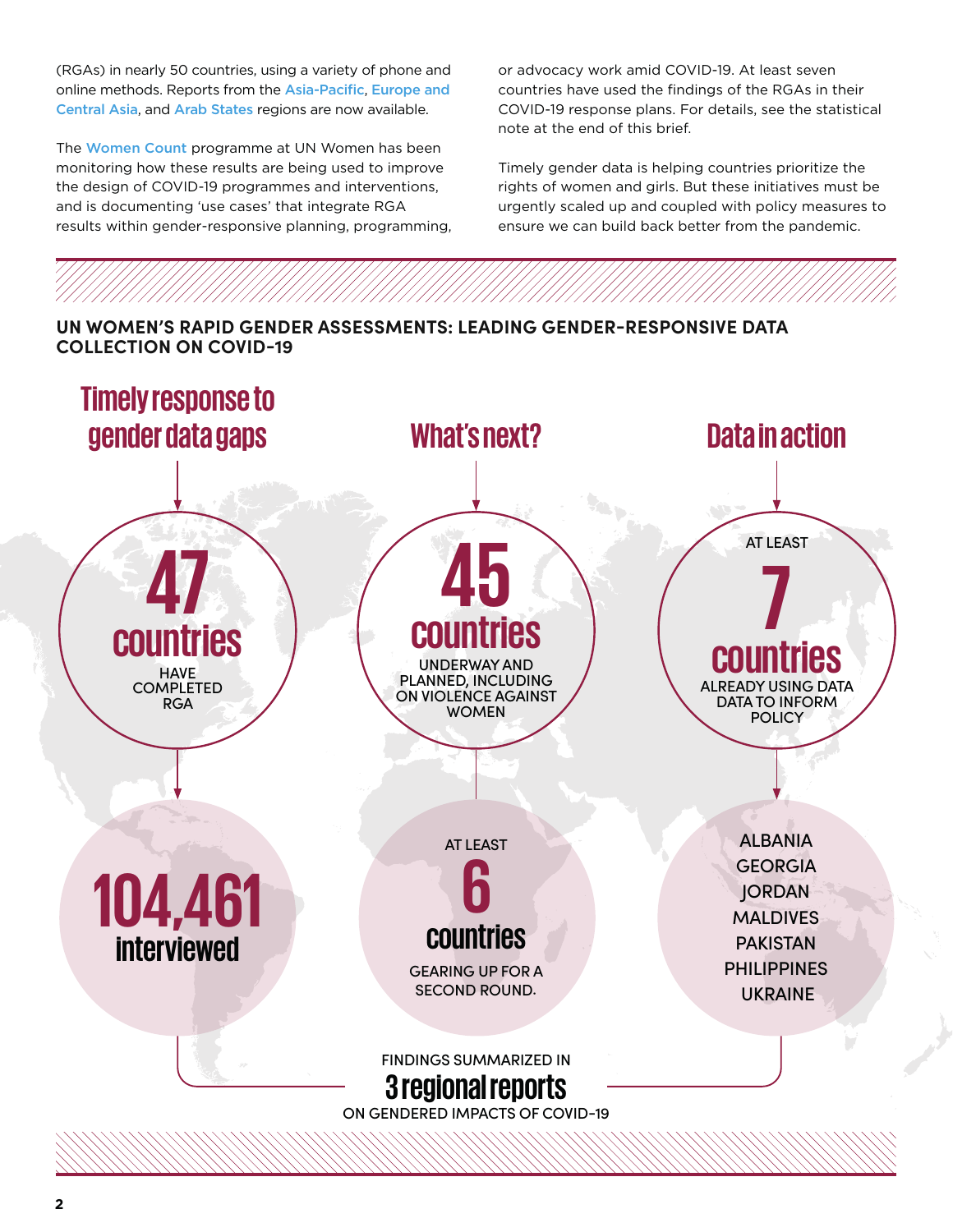(RGAs) in nearly 50 countries, using a variety of phone and online methods. Reports from the Asia-Pacific, Europe and Central Asia, and Arab States regions are now available.

The Women Count programme at UN Women has been monitoring how these results are being used to improve the design of COVID-19 programmes and interventions, and is documenting 'use cases' that integrate RGA results within gender-responsive planning, programming, or advocacy work amid COVID-19. At least seven countries have used the findings of the RGAs in their COVID-19 response plans. For details, see the statistical note at the end of this brief.

Timely gender data is helping countries prioritize the rights of women and girls. But these initiatives must be urgently scaled up and coupled with policy measures to ensure we can build back better from the pandemic.

**UN WOMEN'S RAPID GENDER ASSESSMENTS: LEADING GENDER-RESPONSIVE DATA COLLECTION ON COVID-19**

## Timely response to gender data gaps

**47 countries** HAVE COMPLETED RGA

**104,461 interviewed**

## What's next?

**45 countries** UNDERWAY AND PLANNED, INCLUDING ON VIOLENCE AGAINST WOMEN

AT LEAST **6 countries** GEARING UP FOR A SECOND ROUND.

## Data in action

AT LEAST **7 countries** ALREADY USING DATA DATA TO INFORM POLICY

- ALBANIA
- GEORGIA
- JORDAN
- MALDIVES
- PAKISTAN
- PHILIPPINES
- UKRAINE

FINDINGS SUMMARIZED IN **3 regional reports** ON GENDERED IMPACTS OF COVID-19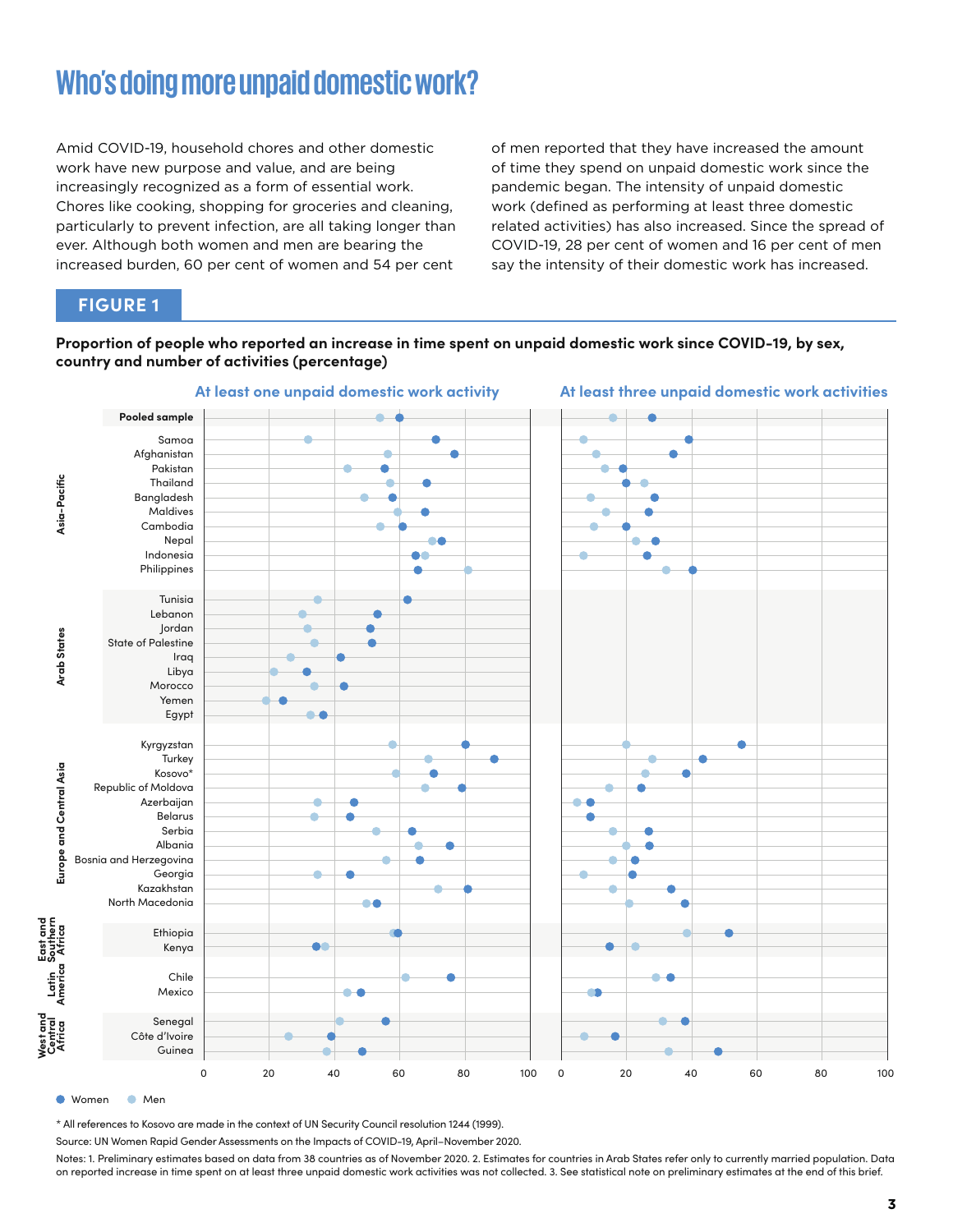# Who's doing more unpaid domestic work?

Amid COVID-19, household chores and other domestic work have new purpose and value, and are being increasingly recognized as a form of essential work. Chores like cooking, shopping for groceries and cleaning, particularly to prevent infection, are all taking longer than ever. Although both women and men are bearing the increased burden, 60 per cent of women and 54 per cent of men reported that they have increased the amount of time they spend on unpaid domestic work since the pandemic began. The intensity of unpaid domestic work (defined as performing at least three domestic related activities) has also increased. Since the spread of COVID-19, 28 per cent of women and 16 per cent of men say the intensity of their domestic work has increased.

## FIGURE 1

**Proportion of people who reported an increase in time spent on unpaid domestic work since COVID-19, by sex, country and number of activities (percentage)**

| Region | Country | At least one activity: Women | At least one activity: Men | At least three activities: Women | At least three activities: Men |
|---|---|---|---|---|---|
| | **Pooled sample** | 60 | 54 | 28 | 16 |
| Asia-Pacific | Samoa | 71 | 32 | 39 | 7 |
| | Afghanistan | 77 | 56 | 34 | 11 |
| | Pakistan | 55 | 44 | 19 | 13 |
| | Thailand | 68 | 57 | 20 | 26 |
| | Bangladesh | 58 | 49 | 29 | 9 |
| | Maldives | 68 | 59 | 27 | 14 |
| | Cambodia | 61 | 54 | 20 | 10 |
| | Nepal | 73 | 70 | 29 | 23 |
| | Indonesia | 65 | 68 | 26 | 7 |
| | Philippines | 66 | 81 | 40 | 32 |
| Arab States | Tunisia | 62 | 35 | | |
| | Lebanon | 53 | 30 | | |
| | Jordan | 51 | 32 | | |
| | State of Palestine | 52 | 34 | | |
| | Iraq | 42 | 27 | | |
| | Libya | 32 | 22 | | |
| | Morocco | 43 | 34 | | |
| | Yemen | 24 | 19 | | |
| | Egypt | 37 | 33 | | |
| Europe and Central Asia | Kyrgyzstan | 80 | 58 | 56 | 20 |
| | Turkey | 89 | 69 | 44 | 28 |
| | Kosovo* | 71 | 59 | 39 | 26 |
| | Republic of Moldova | 79 | 68 | 25 | 15 |
| | Azerbaijan | 46 | 35 | 9 | 5 |
| | Belarus | 45 | 34 | 9 | |
| | Serbia | 64 | 53 | 27 | 16 |
| | Albania | 76 | 66 | 27 | 20 |
| | Bosnia and Herzegovina | 66 | 56 | 23 | 16 |
| | Georgia | 45 | 35 | 22 | 7 |
| | Kazakhstan | 81 | 72 | 34 | 16 |
| | North Macedonia | 53 | 50 | 38 | 21 |
| East and Southern Africa | Ethiopia | 60 | 58 | 52 | 39 |
| | Kenya | 35 | 37 | 15 | 23 |
| Latin America | Chile | 76 | 62 | 34 | 29 |
| | Mexico | 48 | 44 | 11 | 9 |
| West and Central Africa | Senegal | 56 | 42 | 38 | 31 |
| | Côte d'Ivoire | 39 | 26 | 17 | 7 |
| | Guinea | 49 | 38 | 48 | 33 |

\* All references to Kosovo are made in the context of UN Security Council resolution 1244 (1999).

Source: UN Women Rapid Gender Assessments on the Impacts of COVID-19, April–November 2020.

Notes: 1. Preliminary estimates based on data from 38 countries as of November 2020. 2. Estimates for countries in Arab States refer only to currently married population. Data on reported increase in time spent on at least three unpaid domestic work activities was not collected. 3. See statistical note on preliminary estimates at the end of this brief.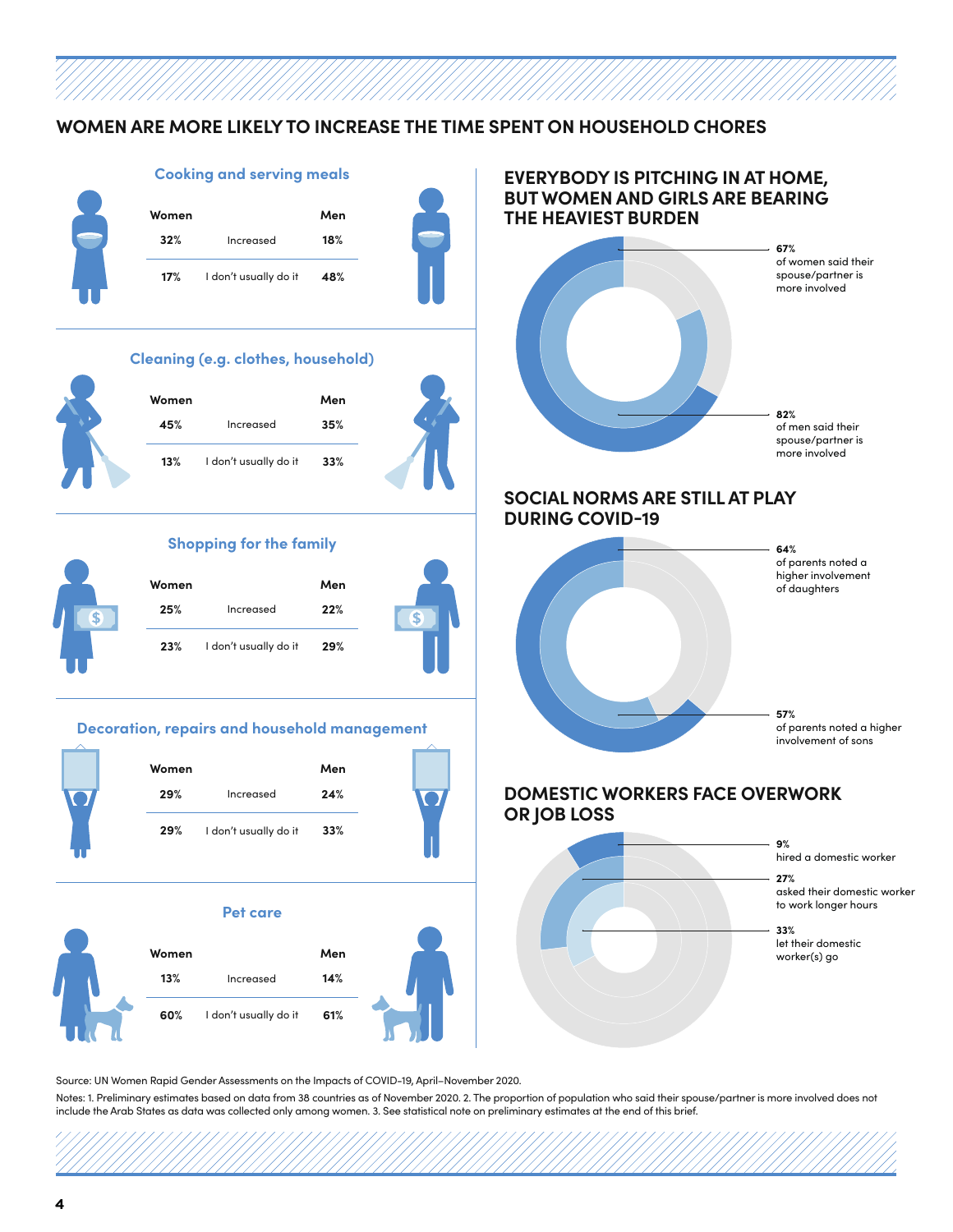## WOMEN ARE MORE LIKELY TO INCREASE THE TIME SPENT ON HOUSEHOLD CHORES

### Cooking and serving meals

| Women | | Men |
|---|---|---|
| 32% | Increased | 18% |
| 17% | I don't usually do it | 48% |

### Cleaning (e.g. clothes, household)

| Women | | Men |
|---|---|---|
| 45% | Increased | 35% |
| 13% | I don't usually do it | 33% |

### Shopping for the family

| Women | | Men |
|---|---|---|
| 25% | Increased | 22% |
| 23% | I don't usually do it | 29% |

### Decoration, repairs and household management

| Women | | Men |
|---|---|---|
| 29% | Increased | 24% |
| 29% | I don't usually do it | 33% |

### Pet care

| Women | | Men |
|---|---|---|
| 13% | Increased | 14% |
| 60% | I don't usually do it | 61% |

## EVERYBODY IS PITCHING IN AT HOME, BUT WOMEN AND GIRLS ARE BEARING THE HEAVIEST BURDEN

**67%** of women said their spouse/partner is more involved

**82%** of men said their spouse/partner is more involved

## SOCIAL NORMS ARE STILL AT PLAY DURING COVID-19

**64%** of parents noted a higher involvement of daughters

**57%** of parents noted a higher involvement of sons

## DOMESTIC WORKERS FACE OVERWORK OR JOB LOSS

**9%** hired a domestic worker

**27%** asked their domestic worker to work longer hours

**33%** let their domestic worker(s) go

Source: UN Women Rapid Gender Assessments on the Impacts of COVID-19, April–November 2020.

Notes: 1. Preliminary estimates based on data from 38 countries as of November 2020. 2. The proportion of population who said their spouse/partner is more involved does not include the Arab States as data was collected only among women. 3. See statistical note on preliminary estimates at the end of this brief.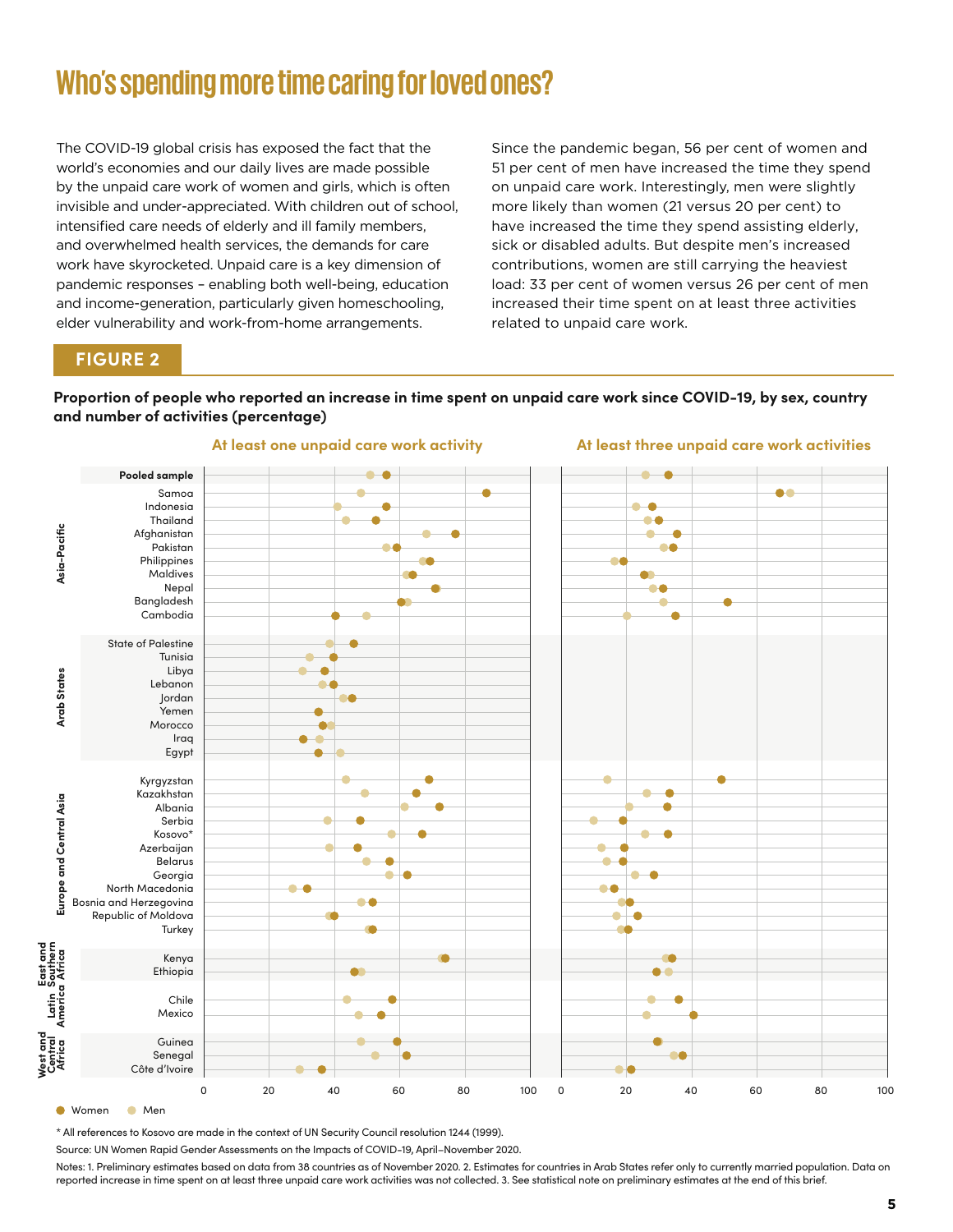# Who's spending more time caring for loved ones?

The COVID-19 global crisis has exposed the fact that the world's economies and our daily lives are made possible by the unpaid care work of women and girls, which is often invisible and under-appreciated. With children out of school, intensified care needs of elderly and ill family members, and overwhelmed health services, the demands for care work have skyrocketed. Unpaid care is a key dimension of pandemic responses – enabling both well-being, education and income-generation, particularly given homeschooling, elder vulnerability and work-from-home arrangements.

Since the pandemic began, 56 per cent of women and 51 per cent of men have increased the time they spend on unpaid care work. Interestingly, men were slightly more likely than women (21 versus 20 per cent) to have increased the time they spend assisting elderly, sick or disabled adults. But despite men's increased contributions, women are still carrying the heaviest load: 33 per cent of women versus 26 per cent of men increased their time spent on at least three activities related to unpaid care work.

## FIGURE 2

**Proportion of people who reported an increase in time spent on unpaid care work since COVID-19, by sex, country and number of activities (percentage)**

At least one unpaid care work activity | At least three unpaid care work activities

Region labels: Asia-Pacific; Arab States; Europe and Central Asia; East and Southern Africa; Latin America; West and Central Africa

Countries: Pooled sample; Samoa; Indonesia; Thailand; Afghanistan; Pakistan; Philippines; Maldives; Nepal; Bangladesh; Cambodia; State of Palestine; Tunisia; Libya; Lebanon; Jordan; Yemen; Morocco; Iraq; Egypt; Kyrgyzstan; Kazakhstan; Albania; Serbia; Kosovo*; Azerbaijan; Belarus; Georgia; North Macedonia; Bosnia and Herzegovina; Republic of Moldova; Turkey; Kenya; Ethiopia; Chile; Mexico; Guinea; Senegal; Côte d'Ivoire

Axis: 0, 20, 40, 60, 80, 100

● Women ● Men

\* All references to Kosovo are made in the context of UN Security Council resolution 1244 (1999).

Source: UN Women Rapid Gender Assessments on the Impacts of COVID-19, April–November 2020.

Notes: 1. Preliminary estimates based on data from 38 countries as of November 2020. 2. Estimates for countries in Arab States refer only to currently married population. Data on reported increase in time spent on at least three unpaid care work activities was not collected. 3. See statistical note on preliminary estimates at the end of this brief.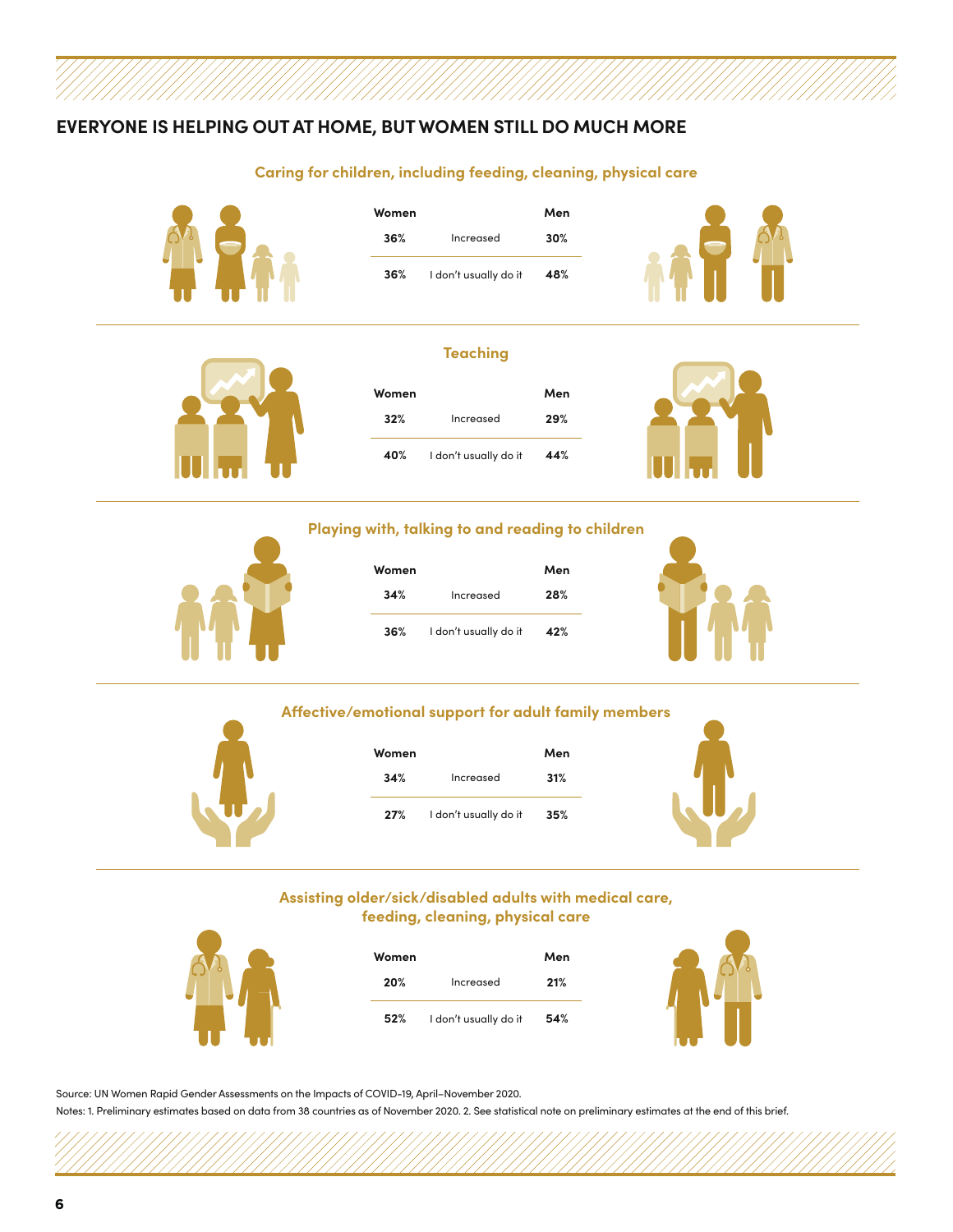## EVERYONE IS HELPING OUT AT HOME, BUT WOMEN STILL DO MUCH MORE

### Caring for children, including feeding, cleaning, physical care

| Women | | Men |
|---|---|---|
| 36% | Increased | 30% |
| 36% | I don't usually do it | 48% |

### Teaching

| Women | | Men |
|---|---|---|
| 32% | Increased | 29% |
| 40% | I don't usually do it | 44% |

### Playing with, talking to and reading to children

| Women | | Men |
|---|---|---|
| 34% | Increased | 28% |
| 36% | I don't usually do it | 42% |

### Affective/emotional support for adult family members

| Women | | Men |
|---|---|---|
| 34% | Increased | 31% |
| 27% | I don't usually do it | 35% |

### Assisting older/sick/disabled adults with medical care, feeding, cleaning, physical care

| Women | | Men |
|---|---|---|
| 20% | Increased | 21% |
| 52% | I don't usually do it | 54% |

Source: UN Women Rapid Gender Assessments on the Impacts of COVID-19, April–November 2020.

Notes: 1. Preliminary estimates based on data from 38 countries as of November 2020. 2. See statistical note on preliminary estimates at the end of this brief.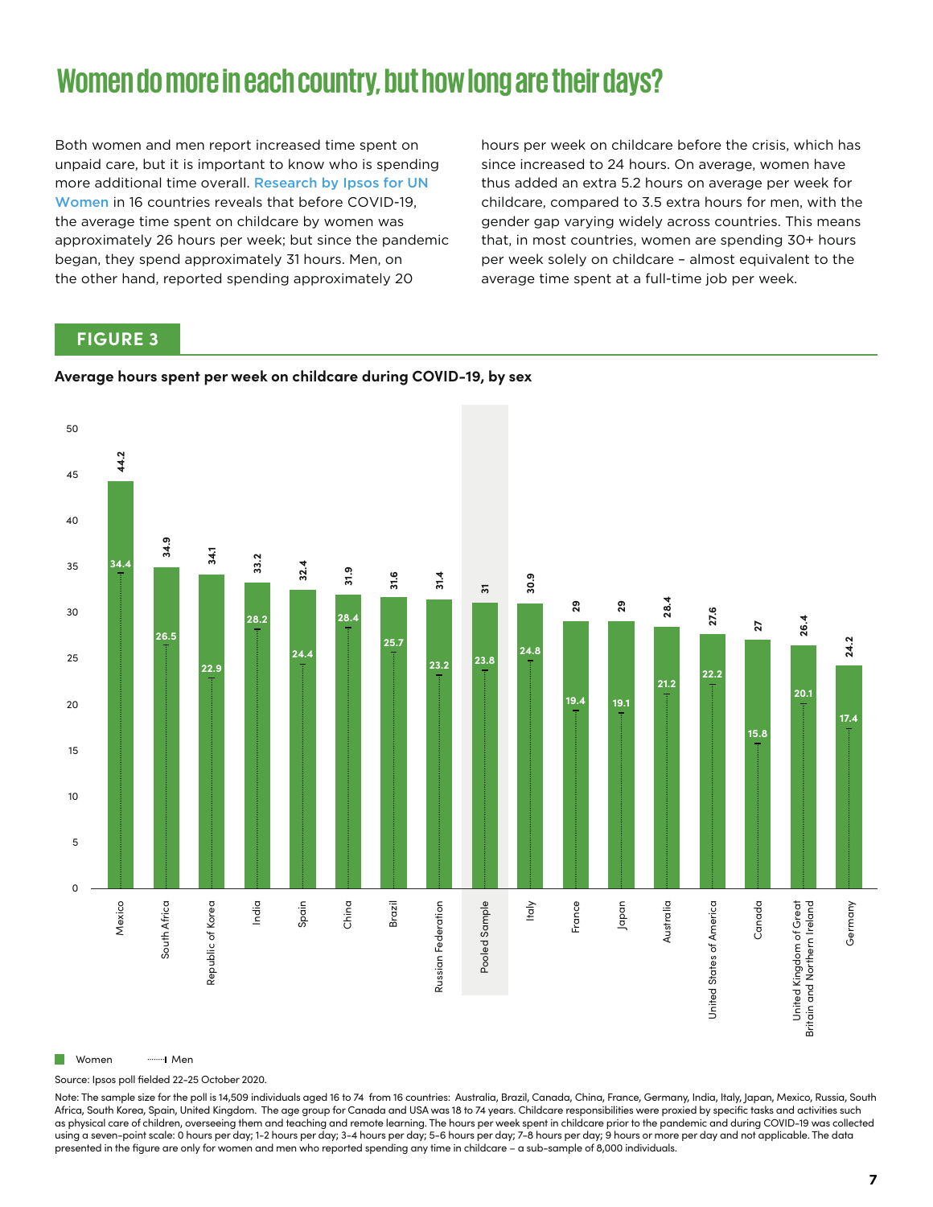# Women do more in each country, but how long are their days?

Both women and men report increased time spent on unpaid care, but it is important to know who is spending more additional time overall. Research by Ipsos for UN Women in 16 countries reveals that before COVID-19, the average time spent on childcare by women was approximately 26 hours per week; but since the pandemic began, they spend approximately 31 hours. Men, on the other hand, reported spending approximately 20 hours per week on childcare before the crisis, which has since increased to 24 hours. On average, women have thus added an extra 5.2 hours on average per week for childcare, compared to 3.5 extra hours for men, with the gender gap varying widely across countries. This means that, in most countries, women are spending 30+ hours per week solely on childcare – almost equivalent to the average time spent at a full-time job per week.

## FIGURE 3

**Average hours spent per week on childcare during COVID-19, by sex**

| Country | Women | Men |
|---|---|---|
| Mexico | 44.2 | 34.4 |
| South Africa | 34.9 | 26.5 |
| Republic of Korea | 34.1 | 22.9 |
| India | 33.2 | 28.2 |
| Spain | 32.4 | 24.4 |
| China | 31.9 | 28.4 |
| Brazil | 31.6 | 25.7 |
| Russian Federation | 31.4 | 23.2 |
| Pooled Sample | 31 | 23.8 |
| Italy | 30.9 | 24.8 |
| France | 29 | 19.4 |
| Japan | 29 | 19.1 |
| Australia | 28.4 | 21.2 |
| United States of America | 27.6 | 22.2 |
| Canada | 27 | 15.8 |
| United Kingdom of Great Britain and Northern Ireland | 26.4 | 20.1 |
| Germany | 24.2 | 17.4 |

Source: Ipsos poll fielded 22-25 October 2020.

Note: The sample size for the poll is 14,509 individuals aged 16 to 74 from 16 countries: Australia, Brazil, Canada, China, France, Germany, India, Italy, Japan, Mexico, Russia, South Africa, South Korea, Spain, United Kingdom. The age group for Canada and USA was 18 to 74 years. Childcare responsibilities were proxied by specific tasks and activities such as physical care of children, overseeing them and teaching and remote learning. The hours per week spent in childcare prior to the pandemic and during COVID-19 was collected using a seven-point scale: 0 hours per day; 1-2 hours per day; 3-4 hours per day; 5-6 hours per day; 7-8 hours per day; 9 hours or more per day and not applicable. The data presented in the figure are only for women and men who reported spending any time in childcare – a sub-sample of 8,000 individuals.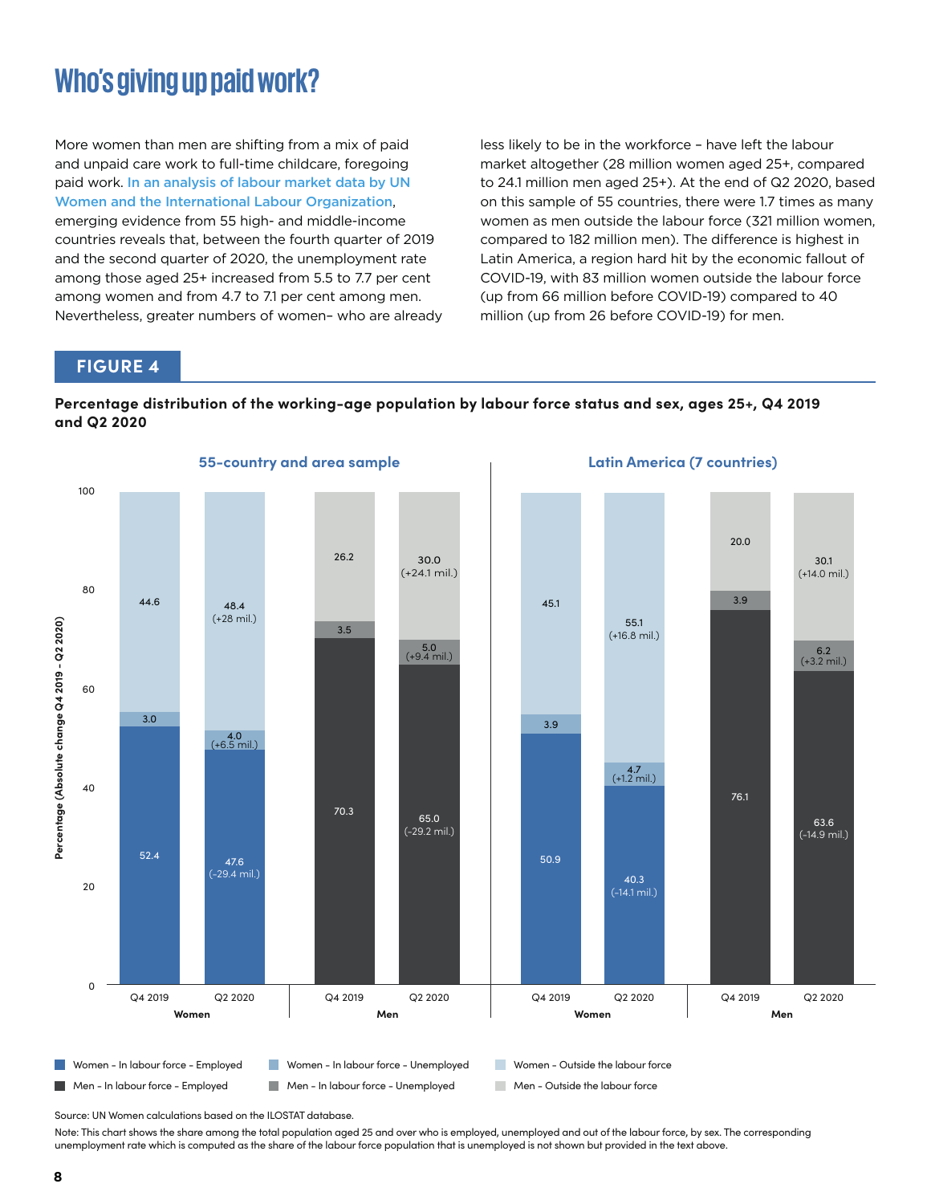# Who's giving up paid work?

More women than men are shifting from a mix of paid and unpaid care work to full-time childcare, foregoing paid work. In an analysis of labour market data by UN Women and the International Labour Organization, emerging evidence from 55 high- and middle-income countries reveals that, between the fourth quarter of 2019 and the second quarter of 2020, the unemployment rate among those aged 25+ increased from 5.5 to 7.7 per cent among women and from 4.7 to 7.1 per cent among men. Nevertheless, greater numbers of women– who are already less likely to be in the workforce – have left the labour market altogether (28 million women aged 25+, compared to 24.1 million men aged 25+). At the end of Q2 2020, based on this sample of 55 countries, there were 1.7 times as many women as men outside the labour force (321 million women, compared to 182 million men). The difference is highest in Latin America, a region hard hit by the economic fallout of COVID-19, with 83 million women outside the labour force (up from 66 million before COVID-19) compared to 40 million (up from 26 before COVID-19) for men.

## FIGURE 4

**Percentage distribution of the working-age population by labour force status and sex, ages 25+, Q4 2019 and Q2 2020**

Percentage (Absolute change Q4 2019 - Q2 2020)

| Sample | Sex | Period | In labour force – Employed | In labour force – Unemployed | Outside the labour force |
|---|---|---|---|---|---|
| 55-country and area sample | Women | Q4 2019 | 52.4 | 3.0 | 44.6 |
| 55-country and area sample | Women | Q2 2020 | 47.6 (-29.4 mil.) | 4.0 (+6.5 mil.) | 48.4 (+28 mil.) |
| 55-country and area sample | Men | Q4 2019 | 70.3 | 3.5 | 26.2 |
| 55-country and area sample | Men | Q2 2020 | 65.0 (-29.2 mil.) | 5.0 (+9.4 mil.) | 30.0 (+24.1 mil.) |
| Latin America (7 countries) | Women | Q4 2019 | 50.9 | 3.9 | 45.1 |
| Latin America (7 countries) | Women | Q2 2020 | 40.3 (-14.1 mil.) | 4.7 (+1.2 mil.) | 55.1 (+16.8 mil.) |
| Latin America (7 countries) | Men | Q4 2019 | 76.1 | 3.9 | 20.0 |
| Latin America (7 countries) | Men | Q2 2020 | 63.6 (-14.9 mil.) | 6.2 (+3.2 mil.) | 30.1 (+14.0 mil.) |

Source: UN Women calculations based on the ILOSTAT database.

Note: This chart shows the share among the total population aged 25 and over who is employed, unemployed and out of the labour force, by sex. The corresponding unemployment rate which is computed as the share of the labour force population that is unemployed is not shown but provided in the text above.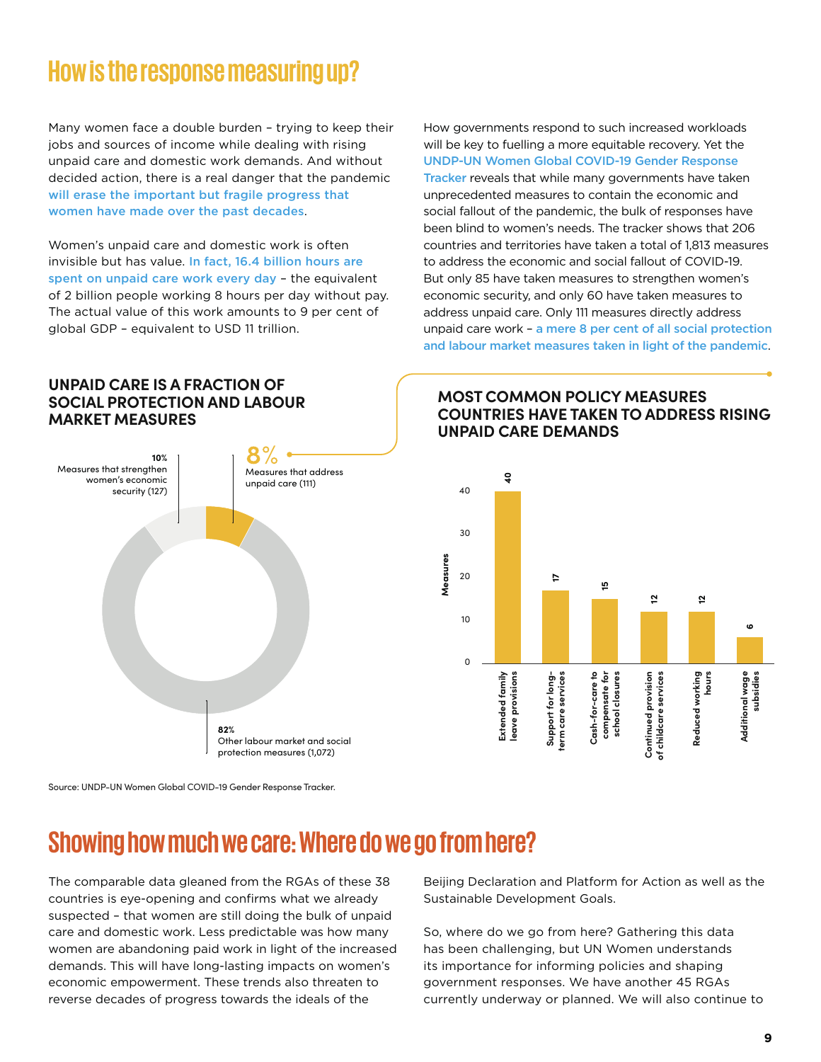# How is the response measuring up?

Many women face a double burden – trying to keep their jobs and sources of income while dealing with rising unpaid care and domestic work demands. And without decided action, there is a real danger that the pandemic will erase the important but fragile progress that women have made over the past decades.

Women's unpaid care and domestic work is often invisible but has value. In fact, 16.4 billion hours are spent on unpaid care work every day – the equivalent of 2 billion people working 8 hours per day without pay. The actual value of this work amounts to 9 per cent of global GDP – equivalent to USD 11 trillion.

How governments respond to such increased workloads will be key to fuelling a more equitable recovery. Yet the UNDP-UN Women Global COVID-19 Gender Response Tracker reveals that while many governments have taken unprecedented measures to contain the economic and social fallout of the pandemic, the bulk of responses have been blind to women's needs. The tracker shows that 206 countries and territories have taken a total of 1,813 measures to address the economic and social fallout of COVID-19. But only 85 have taken measures to strengthen women's economic security, and only 60 have taken measures to address unpaid care. Only 111 measures directly address unpaid care work – a mere 8 per cent of all social protection and labour market measures taken in light of the pandemic.

### UNPAID CARE IS A FRACTION OF SOCIAL PROTECTION AND LABOUR MARKET MEASURES

| Share | Category |
|---|---|
| 8% | Measures that address unpaid care (111) |
| 10% | Measures that strengthen women's economic security (127) |
| 82% | Other labour market and social protection measures (1,072) |

### MOST COMMON POLICY MEASURES COUNTRIES HAVE TAKEN TO ADDRESS RISING UNPAID CARE DEMANDS

| Measure | Measures |
|---|---|
| Extended family leave provisions | 40 |
| Support for long-term care services | 17 |
| Cash-for-care to compensate for school closures | 15 |
| Continued provision of childcare services | 12 |
| Reduced working hours | 12 |
| Additional wage subsidies | 6 |

Source: UNDP-UN Women Global COVID-19 Gender Response Tracker.

# Showing how much we care: Where do we go from here?

The comparable data gleaned from the RGAs of these 38 countries is eye-opening and confirms what we already suspected – that women are still doing the bulk of unpaid care and domestic work. Less predictable was how many women are abandoning paid work in light of the increased demands. This will have long-lasting impacts on women's economic empowerment. These trends also threaten to reverse decades of progress towards the ideals of the Beijing Declaration and Platform for Action as well as the Sustainable Development Goals.

So, where do we go from here? Gathering this data has been challenging, but UN Women understands its importance for informing policies and shaping government responses. We have another 45 RGAs currently underway or planned. We will also continue to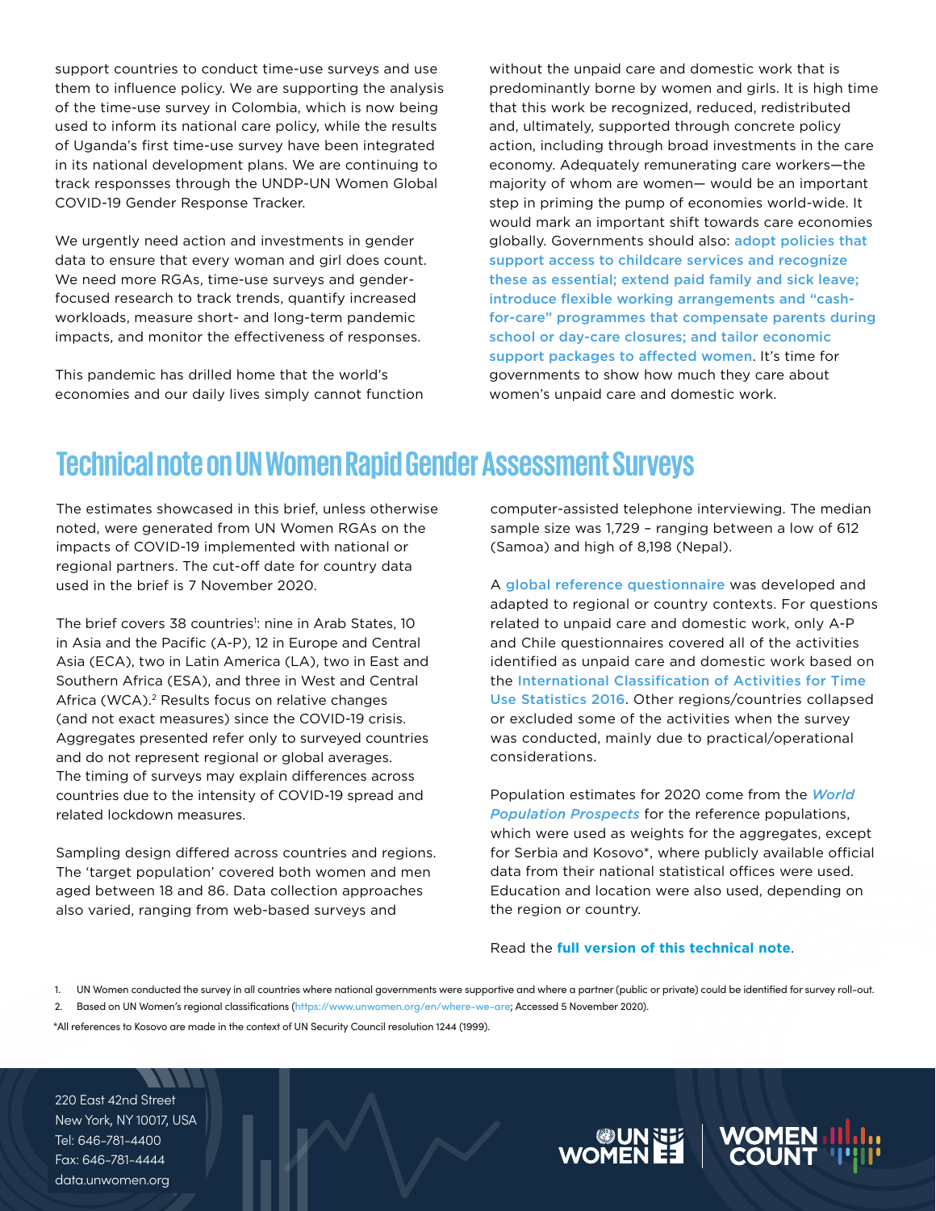support countries to conduct time-use surveys and use them to influence policy. We are supporting the analysis of the time-use survey in Colombia, which is now being used to inform its national care policy, while the results of Uganda's first time-use survey have been integrated in its national development plans. We are continuing to track responsses through the UNDP-UN Women Global COVID-19 Gender Response Tracker.

We urgently need action and investments in gender data to ensure that every woman and girl does count. We need more RGAs, time-use surveys and gender-focused research to track trends, quantify increased workloads, measure short- and long-term pandemic impacts, and monitor the effectiveness of responses.

This pandemic has drilled home that the world's economies and our daily lives simply cannot function without the unpaid care and domestic work that is predominantly borne by women and girls. It is high time that this work be recognized, reduced, redistributed and, ultimately, supported through concrete policy action, including through broad investments in the care economy. Adequately remunerating care workers—the majority of whom are women— would be an important step in priming the pump of economies world-wide. It would mark an important shift towards care economies globally. Governments should also: adopt policies that support access to childcare services and recognize these as essential; extend paid family and sick leave; introduce flexible working arrangements and "cash-for-care" programmes that compensate parents during school or day-care closures; and tailor economic support packages to affected women. It's time for governments to show how much they care about women's unpaid care and domestic work.

## Technical note on UN Women Rapid Gender Assessment Surveys

The estimates showcased in this brief, unless otherwise noted, were generated from UN Women RGAs on the impacts of COVID-19 implemented with national or regional partners. The cut-off date for country data used in the brief is 7 November 2020.

The brief covers 38 countries[1]: nine in Arab States, 10 in Asia and the Pacific (A-P), 12 in Europe and Central Asia (ECA), two in Latin America (LA), two in East and Southern Africa (ESA), and three in West and Central Africa (WCA).[2] Results focus on relative changes (and not exact measures) since the COVID-19 crisis. Aggregates presented refer only to surveyed countries and do not represent regional or global averages. The timing of surveys may explain differences across countries due to the intensity of COVID-19 spread and related lockdown measures.

Sampling design differed across countries and regions. The 'target population' covered both women and men aged between 18 and 86. Data collection approaches also varied, ranging from web-based surveys and computer-assisted telephone interviewing. The median sample size was 1,729 – ranging between a low of 612 (Samoa) and high of 8,198 (Nepal).

A global reference questionnaire was developed and adapted to regional or country contexts. For questions related to unpaid care and domestic work, only A-P and Chile questionnaires covered all of the activities identified as unpaid care and domestic work based on the International Classification of Activities for Time Use Statistics 2016. Other regions/countries collapsed or excluded some of the activities when the survey was conducted, mainly due to practical/operational considerations.

Population estimates for 2020 come from the *World Population Prospects* for the reference populations, which were used as weights for the aggregates, except for Serbia and Kosovo*, where publicly available official data from their national statistical offices were used. Education and location were also used, depending on the region or country.

Read the **full version of this technical note**.

1. UN Women conducted the survey in all countries where national governments were supportive and where a partner (public or private) could be identified for survey roll-out.
2. Based on UN Women's regional classifications (https://www.unwomen.org/en/where-we-are; Accessed 5 November 2020).

*All references to Kosovo are made in the context of UN Security Council resolution 1244 (1999).

220 East 42nd Street
New York, NY 10017, USA
Tel: 646-781-4400
Fax: 646-781-4444
data.unwomen.org

UN WOMEN | WOMEN COUNT